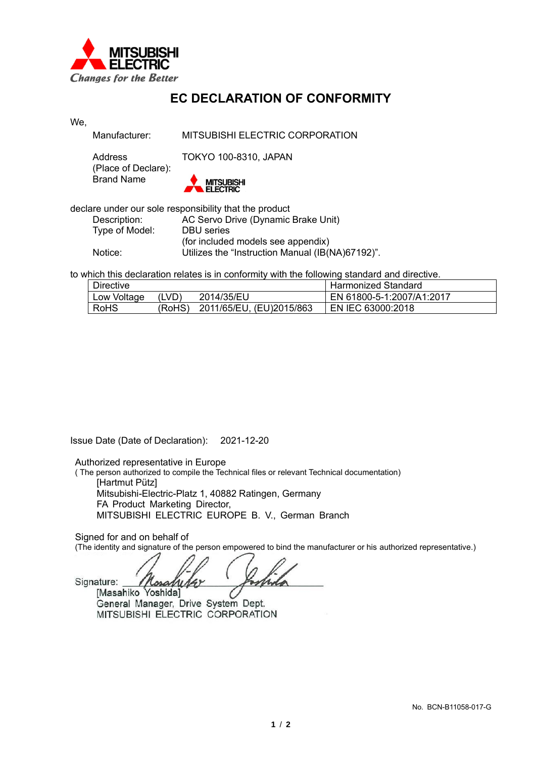MITSUBISHI ELECTRIC
*Changes for the Better*

# EC DECLARATION OF CONFORMITY

We,

Manufacturer: MITSUBISHI ELECTRIC CORPORATION

Address (Place of Declare): TOKYO 100-8310, JAPAN

Brand Name: MITSUBISHI ELECTRIC

declare under our sole responsibility that the product

Description: AC Servo Drive (Dynamic Brake Unit)
Type of Model: DBU series
(for included models see appendix)
Notice: Utilizes the "Instruction Manual (IB(NA)67192)".

to which this declaration relates is in conformity with the following standard and directive.

| Directive | | | Harmonized Standard |
|---|---|---|---|
| Low Voltage | (LVD) | 2014/35/EU | EN 61800-5-1:2007/A1:2017 |
| RoHS | (RoHS) | 2011/65/EU, (EU)2015/863 | EN IEC 63000:2018 |

Issue Date (Date of Declaration): 2021-12-20

Authorized representative in Europe
( The person authorized to compile the Technical files or relevant Technical documentation)
[Hartmut Pütz]
Mitsubishi-Electric-Platz 1, 40882 Ratingen, Germany
FA Product Marketing Director,
MITSUBISHI ELECTRIC EUROPE B. V., German Branch

Signed for and on behalf of
(The identity and signature of the person empowered to bind the manufacturer or his authorized representative.)

Signature:
[Masahiko Yoshida]
General Manager, Drive System Dept.
MITSUBISHI ELECTRIC CORPORATION

No. BCN-B11058-017-G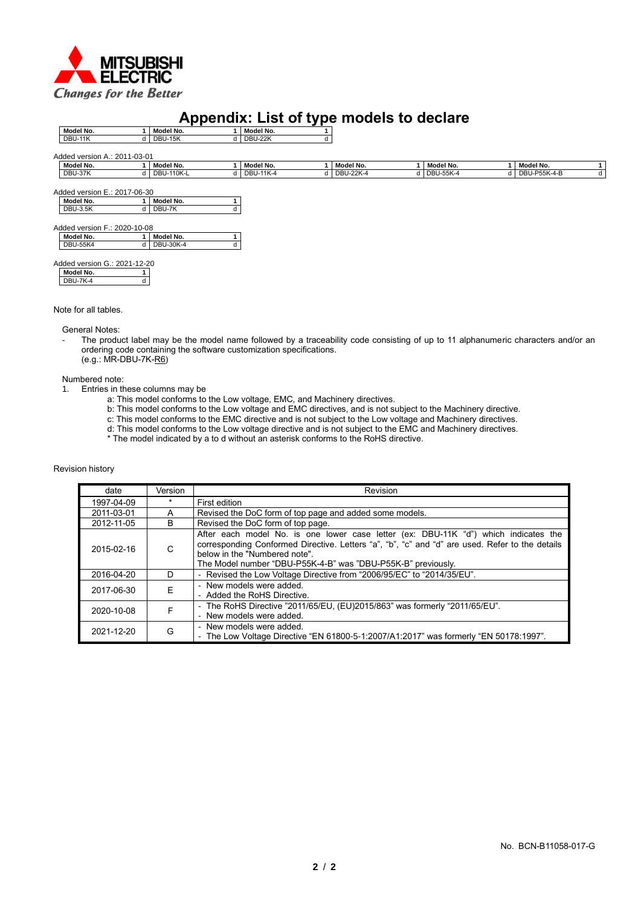MITSUBISHI ELECTRIC

*Changes for the Better*

# Appendix: List of type models to declare

| Model No. | 1 | Model No. | 1 | Model No. | 1 |
|---|---|---|---|---|---|
| DBU-11K | d | DBU-15K | d | DBU-22K | d |

Added version A.: 2011-03-01

| Model No. | 1 | Model No. | 1 | Model No. | 1 | Model No. | 1 | Model No. | 1 | Model No. | 1 |
|---|---|---|---|---|---|---|---|---|---|---|---|
| DBU-37K | d | DBU-110K-L | d | DBU-11K-4 | d | DBU-22K-4 | d | DBU-55K-4 | d | DBU-P55K-4-B | d |

Added version E.: 2017-06-30

| Model No. | 1 | Model No. | 1 |
|---|---|---|---|
| DBU-3.5K | d | DBU-7K | d |

Added version F.: 2020-10-08

| Model No. | 1 | Model No. | 1 |
|---|---|---|---|
| DBU-55K4 | d | DBU-30K-4 | d |

Added version G.: 2021-12-20

| Model No. | 1 |
|---|---|
| DBU-7K-4 | d |

Note for all tables.

General Notes:

- The product label may be the model name followed by a traceability code consisting of up to 11 alphanumeric characters and/or an ordering code containing the software customization specifications.
  (e.g.: MR-DBU-7K-R6)

Numbered note:

1. Entries in these columns may be
   - a: This model conforms to the Low voltage, EMC, and Machinery directives.
   - b: This model conforms to the Low voltage and EMC directives, and is not subject to the Machinery directive.
   - c: This model conforms to the EMC directive and is not subject to the Low voltage and Machinery directives.
   - d: This model conforms to the Low voltage directive and is not subject to the EMC and Machinery directives.
   - * The model indicated by a to d without an asterisk conforms to the RoHS directive.

Revision history

| date | Version | Revision |
|---|---|---|
| 1997-04-09 | * | First edition |
| 2011-03-01 | A | Revised the DoC form of top page and added some models. |
| 2012-11-05 | B | Revised the DoC form of top page. |
| 2015-02-16 | C | After each model No. is one lower case letter (ex: DBU-11K "d") which indicates the corresponding Conformed Directive. Letters "a", "b", "c" and "d" are used. Refer to the details below in the "Numbered note". The Model number "DBU-P55K-4-B" was "DBU-P55K-B" previously. |
| 2016-04-20 | D | - Revised the Low Voltage Directive from "2006/95/EC" to "2014/35/EU". |
| 2017-06-30 | E | - New models were added.<br>- Added the RoHS Directive. |
| 2020-10-08 | F | - The RoHS Directive "2011/65/EU, (EU)2015/863" was formerly "2011/65/EU".<br>- New models were added. |
| 2021-12-20 | G | - New models were added.<br>- The Low Voltage Directive "EN 61800-5-1:2007/A1:2017" was formerly "EN 50178:1997". |

No. BCN-B11058-017-G